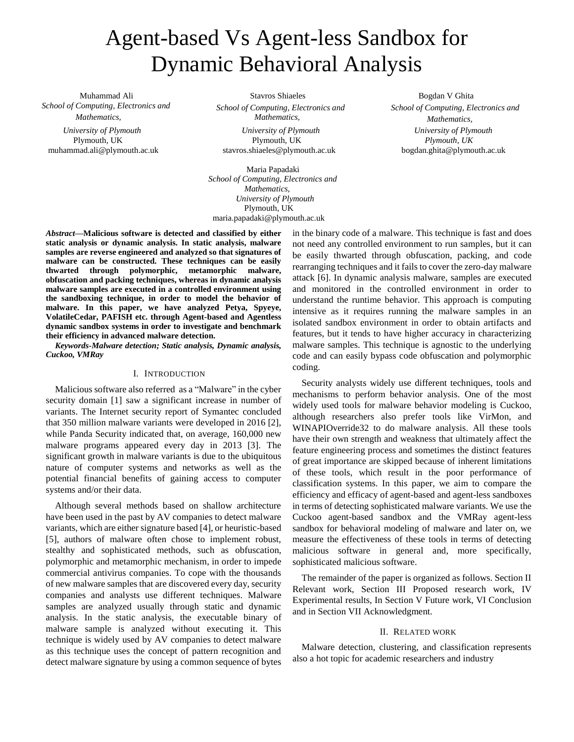# Agent-based Vs Agent-less Sandbox for Dynamic Behavioral Analysis

Muhammad Ali
*School of Computing, Electronics and Mathematics,*
*University of Plymouth*
Plymouth, UK
muhammad.ali@plymouth.ac.uk

Stavros Shiaeles
*School of Computing, Electronics and Mathematics,*
*University of Plymouth*
Plymouth, UK
stavros.shiaeles@plymouth.ac.uk

Bogdan V Ghita
*School of Computing, Electronics and Mathematics,*
*University of Plymouth*
*Plymouth, UK*
bogdan.ghita@plymouth.ac.uk

Maria Papadaki
*School of Computing, Electronics and Mathematics,*
*University of Plymouth*
Plymouth, UK
maria.papadaki@plymouth.ac.uk

***Abstract*—Malicious software is detected and classified by either static analysis or dynamic analysis. In static analysis, malware samples are reverse engineered and analyzed so that signatures of malware can be constructed. These techniques can be easily thwarted through polymorphic, metamorphic malware, obfuscation and packing techniques, whereas in dynamic analysis malware samples are executed in a controlled environment using the sandboxing technique, in order to model the behavior of malware. In this paper, we have analyzed Petya, Spyeye, VolatileCedar, PAFISH etc. through Agent-based and Agentless dynamic sandbox systems in order to investigate and benchmark their efficiency in advanced malware detection.**

***Keywords-Malware detection; Static analysis, Dynamic analysis, Cuckoo, VMRay***

## I. INTRODUCTION

Malicious software also referred as a "Malware" in the cyber security domain [1] saw a significant increase in number of variants. The Internet security report of Symantec concluded that 350 million malware variants were developed in 2016 [2], while Panda Security indicated that, on average, 160,000 new malware programs appeared every day in 2013 [3]. The significant growth in malware variants is due to the ubiquitous nature of computer systems and networks as well as the potential financial benefits of gaining access to computer systems and/or their data.

Although several methods based on shallow architecture have been used in the past by AV companies to detect malware variants, which are either signature based [4], or heuristic-based [5], authors of malware often chose to implement robust, stealthy and sophisticated methods, such as obfuscation, polymorphic and metamorphic mechanism, in order to impede commercial antivirus companies. To cope with the thousands of new malware samples that are discovered every day, security companies and analysts use different techniques. Malware samples are analyzed usually through static and dynamic analysis. In the static analysis, the executable binary of malware sample is analyzed without executing it. This technique is widely used by AV companies to detect malware as this technique uses the concept of pattern recognition and detect malware signature by using a common sequence of bytes in the binary code of a malware. This technique is fast and does not need any controlled environment to run samples, but it can be easily thwarted through obfuscation, packing, and code rearranging techniques and it fails to cover the zero-day malware attack [6]. In dynamic analysis malware, samples are executed and monitored in the controlled environment in order to understand the runtime behavior. This approach is computing intensive as it requires running the malware samples in an isolated sandbox environment in order to obtain artifacts and features, but it tends to have higher accuracy in characterizing malware samples. This technique is agnostic to the underlying code and can easily bypass code obfuscation and polymorphic coding.

Security analysts widely use different techniques, tools and mechanisms to perform behavior analysis. One of the most widely used tools for malware behavior modeling is Cuckoo, although researchers also prefer tools like VirMon, and WINAPIOverride32 to do malware analysis. All these tools have their own strength and weakness that ultimately affect the feature engineering process and sometimes the distinct features of great importance are skipped because of inherent limitations of these tools, which result in the poor performance of classification systems. In this paper, we aim to compare the efficiency and efficacy of agent-based and agent-less sandboxes in terms of detecting sophisticated malware variants. We use the Cuckoo agent-based sandbox and the VMRay agent-less sandbox for behavioral modeling of malware and later on, we measure the effectiveness of these tools in terms of detecting malicious software in general and, more specifically, sophisticated malicious software.

The remainder of the paper is organized as follows. Section II Relevant work, Section III Proposed research work, IV Experimental results, In Section V Future work, VI Conclusion and in Section VII Acknowledgment.

## II. RELATED WORK

Malware detection, clustering, and classification represents also a hot topic for academic researchers and industry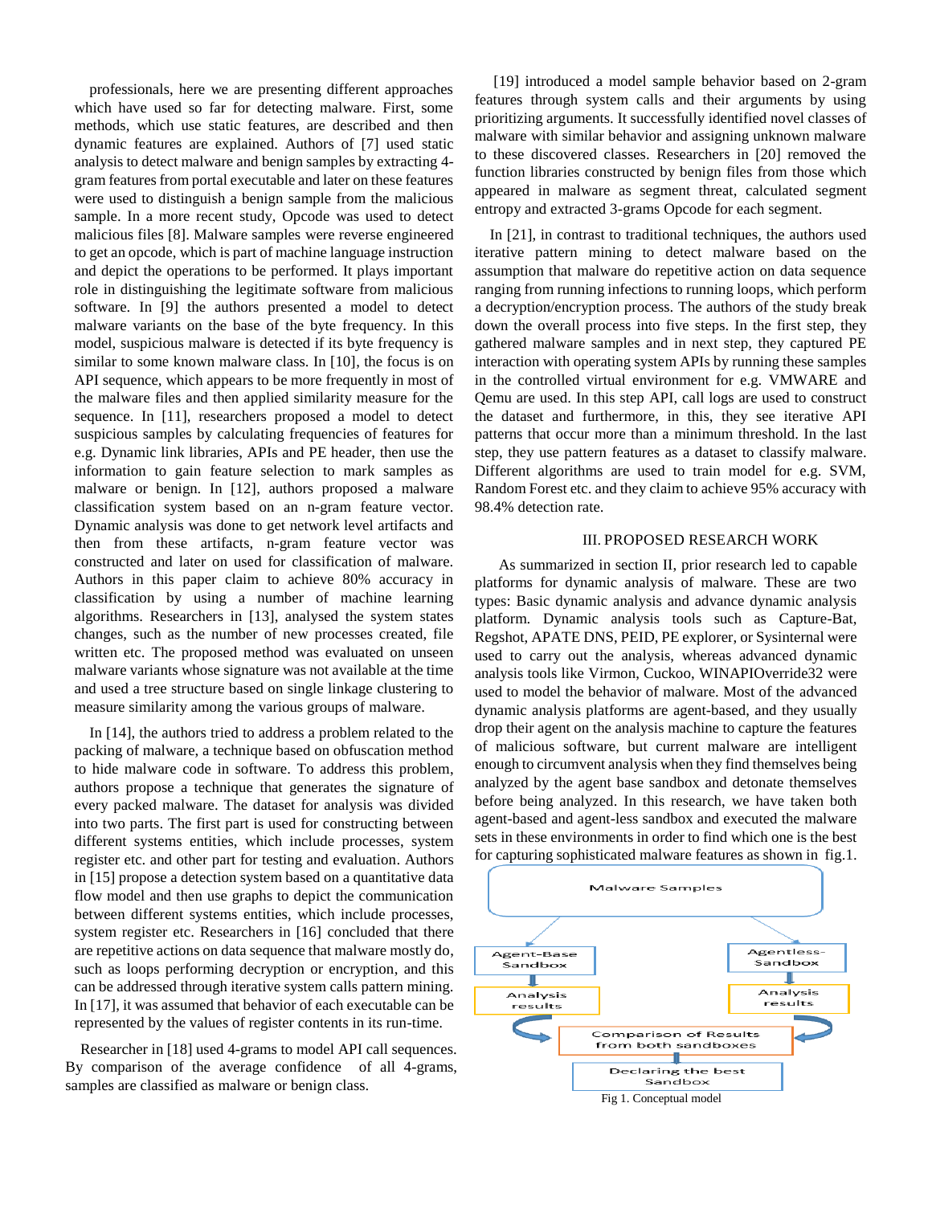professionals, here we are presenting different approaches which have used so far for detecting malware. First, some methods, which use static features, are described and then dynamic features are explained. Authors of [7] used static analysis to detect malware and benign samples by extracting 4-gram features from portal executable and later on these features were used to distinguish a benign sample from the malicious sample. In a more recent study, Opcode was used to detect malicious files [8]. Malware samples were reverse engineered to get an opcode, which is part of machine language instruction and depict the operations to be performed. It plays important role in distinguishing the legitimate software from malicious software. In [9] the authors presented a model to detect malware variants on the base of the byte frequency. In this model, suspicious malware is detected if its byte frequency is similar to some known malware class. In [10], the focus is on API sequence, which appears to be more frequently in most of the malware files and then applied similarity measure for the sequence. In [11], researchers proposed a model to detect suspicious samples by calculating frequencies of features for e.g. Dynamic link libraries, APIs and PE header, then use the information to gain feature selection to mark samples as malware or benign. In [12], authors proposed a malware classification system based on an n-gram feature vector. Dynamic analysis was done to get network level artifacts and then from these artifacts, n-gram feature vector was constructed and later on used for classification of malware. Authors in this paper claim to achieve 80% accuracy in classification by using a number of machine learning algorithms. Researchers in [13], analysed the system states changes, such as the number of new processes created, file written etc. The proposed method was evaluated on unseen malware variants whose signature was not available at the time and used a tree structure based on single linkage clustering to measure similarity among the various groups of malware.

In [14], the authors tried to address a problem related to the packing of malware, a technique based on obfuscation method to hide malware code in software. To address this problem, authors propose a technique that generates the signature of every packed malware. The dataset for analysis was divided into two parts. The first part is used for constructing between different systems entities, which include processes, system register etc. and other part for testing and evaluation. Authors in [15] propose a detection system based on a quantitative data flow model and then use graphs to depict the communication between different systems entities, which include processes, system register etc. Researchers in [16] concluded that there are repetitive actions on data sequence that malware mostly do, such as loops performing decryption or encryption, and this can be addressed through iterative system calls pattern mining. In [17], it was assumed that behavior of each executable can be represented by the values of register contents in its run-time.

Researcher in [18] used 4-grams to model API call sequences. By comparison of the average confidence of all 4-grams, samples are classified as malware or benign class.

[19] introduced a model sample behavior based on 2-gram features through system calls and their arguments by using prioritizing arguments. It successfully identified novel classes of malware with similar behavior and assigning unknown malware to these discovered classes. Researchers in [20] removed the function libraries constructed by benign files from those which appeared in malware as segment threat, calculated segment entropy and extracted 3-grams Opcode for each segment.

In [21], in contrast to traditional techniques, the authors used iterative pattern mining to detect malware based on the assumption that malware do repetitive action on data sequence ranging from running infections to running loops, which perform a decryption/encryption process. The authors of the study break down the overall process into five steps. In the first step, they gathered malware samples and in next step, they captured PE interaction with operating system APIs by running these samples in the controlled virtual environment for e.g. VMWARE and Qemu are used. In this step API, call logs are used to construct the dataset and furthermore, in this, they see iterative API patterns that occur more than a minimum threshold. In the last step, they use pattern features as a dataset to classify malware. Different algorithms are used to train model for e.g. SVM, Random Forest etc. and they claim to achieve 95% accuracy with 98.4% detection rate.

## III. PROPOSED RESEARCH WORK

As summarized in section II, prior research led to capable platforms for dynamic analysis of malware. These are two types: Basic dynamic analysis and advance dynamic analysis platform. Dynamic analysis tools such as Capture-Bat, Regshot, APATE DNS, PEID, PE explorer, or Sysinternal were used to carry out the analysis, whereas advanced dynamic analysis tools like Virmon, Cuckoo, WINAPIOverride32 were used to model the behavior of malware. Most of the advanced dynamic analysis platforms are agent-based, and they usually drop their agent on the analysis machine to capture the features of malicious software, but current malware are intelligent enough to circumvent analysis when they find themselves being analyzed by the agent base sandbox and detonate themselves before being analyzed. In this research, we have taken both agent-based and agent-less sandbox and executed the malware sets in these environments in order to find which one is the best for capturing sophisticated malware features as shown in fig.1.

Malware Samples

Agent-Base Sandbox | Agentless-Sandbox

Analysis results | Analysis results

Comparison of Results from both sandboxes

Declaring the best Sandbox

Fig 1. Conceptual model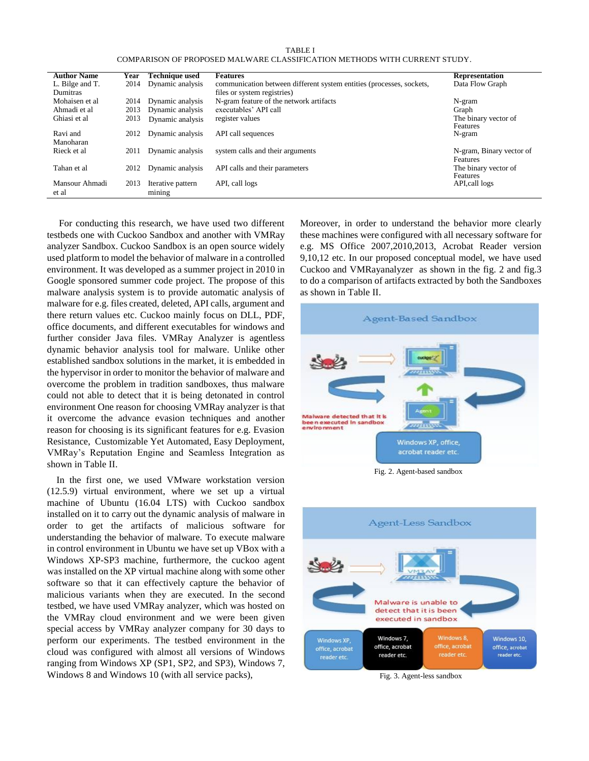TABLE I
COMPARISON OF PROPOSED MALWARE CLASSIFICATION METHODS WITH CURRENT STUDY.

| Author Name | Year | Technique used | Features | Representation |
|---|---|---|---|---|
| L. Bilge and T. Dumitras | 2014 | Dynamic analysis | communication between different system entities (processes, sockets, files or system registries) | Data Flow Graph |
| Mohaisen et al | 2014 | Dynamic analysis | N-gram feature of the network artifacts | N-gram |
| Ahmadi et al | 2013 | Dynamic analysis | executables' API call | Graph |
| Ghiasi et al | 2013 | Dynamic analysis | register values | The binary vector of Features |
| Ravi and Manoharan | 2012 | Dynamic analysis | API call sequences | N-gram |
| Rieck et al | 2011 | Dynamic analysis | system calls and their arguments | N-gram, Binary vector of Features |
| Tahan et al | 2012 | Dynamic analysis | API calls and their parameters | The binary vector of Features |
| Mansour Ahmadi et al | 2013 | Iterative pattern mining | API, call logs | API,call logs |

For conducting this research, we have used two different testbeds one with Cuckoo Sandbox and another with VMRay analyzer Sandbox. Cuckoo Sandbox is an open source widely used platform to model the behavior of malware in a controlled environment. It was developed as a summer project in 2010 in Google sponsored summer code project. The propose of this malware analysis system is to provide automatic analysis of malware for e.g. files created, deleted, API calls, argument and there return values etc. Cuckoo mainly focus on DLL, PDF, office documents, and different executables for windows and further consider Java files. VMRay Analyzer is agentless dynamic behavior analysis tool for malware. Unlike other established sandbox solutions in the market, it is embedded in the hypervisor in order to monitor the behavior of malware and overcome the problem in tradition sandboxes, thus malware could not able to detect that it is being detonated in control environment One reason for choosing VMRay analyzer is that it overcome the advance evasion techniques and another reason for choosing is its significant features for e.g. Evasion Resistance, Customizable Yet Automated, Easy Deployment, VMRay's Reputation Engine and Seamless Integration as shown in Table II.

In the first one, we used VMware workstation version (12.5.9) virtual environment, where we set up a virtual machine of Ubuntu (16.04 LTS) with Cuckoo sandbox installed on it to carry out the dynamic analysis of malware in order to get the artifacts of malicious software for understanding the behavior of malware. To execute malware in control environment in Ubuntu we have set up VBox with a Windows XP-SP3 machine, furthermore, the cuckoo agent was installed on the XP virtual machine along with some other software so that it can effectively capture the behavior of malicious variants when they are executed. In the second testbed, we have used VMRay analyzer, which was hosted on the VMRay cloud environment and we were been given special access by VMRay analyzer company for 30 days to perform our experiments. The testbed environment in the cloud was configured with almost all versions of Windows ranging from Windows XP (SP1, SP2, and SP3), Windows 7, Windows 8 and Windows 10 (with all service packs), Moreover, in order to understand the behavior more clearly these machines were configured with all necessary software for e.g. MS Office 2007,2010,2013, Acrobat Reader version 9,10,12 etc. In our proposed conceptual model, we have used Cuckoo and VMRayanalyzer as shown in the fig. 2 and fig.3 to do a comparison of artifacts extracted by both the Sandboxes as shown in Table II.

Fig. 2. Agent-based sandbox

Fig. 3. Agent-less sandbox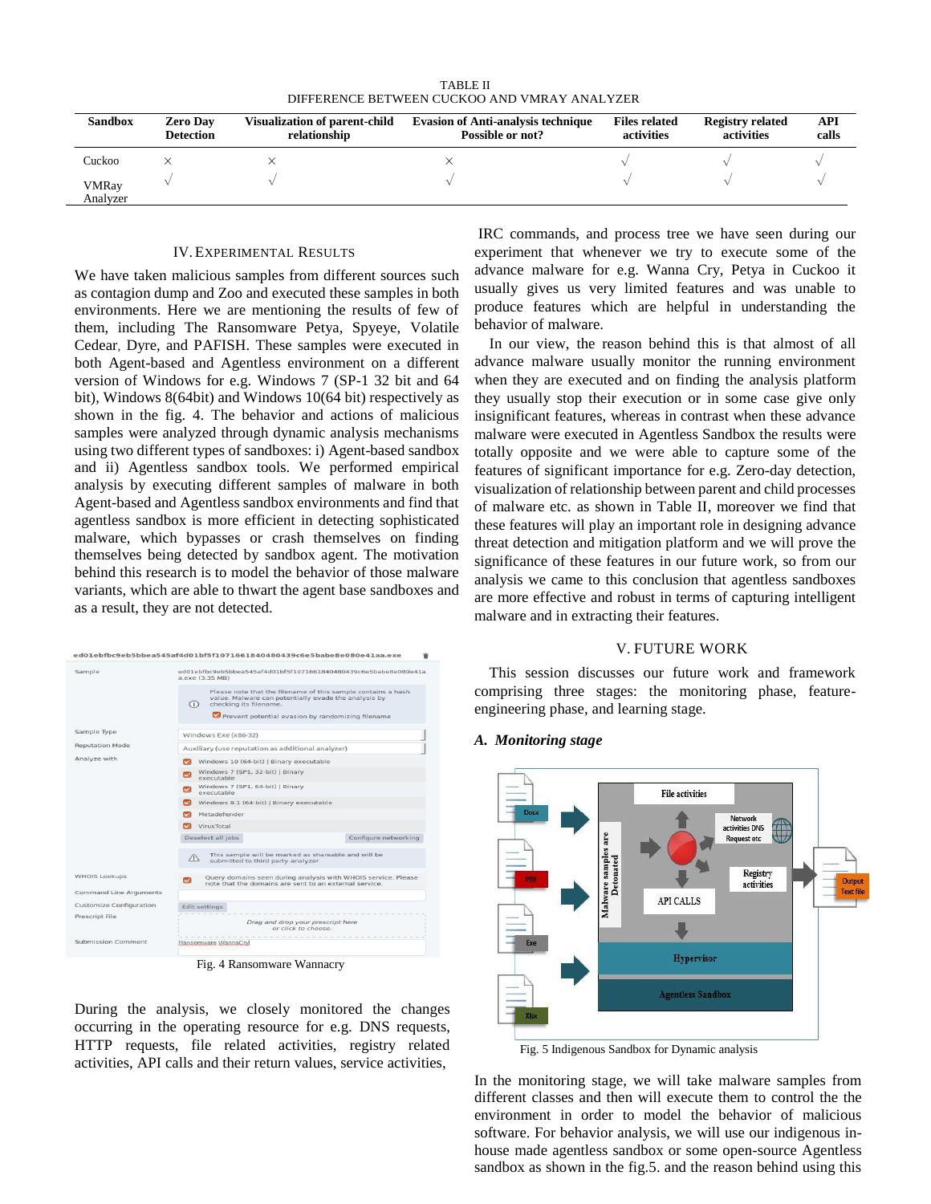TABLE II
DIFFERENCE BETWEEN CUCKOO AND VMRAY ANALYZER

| Sandbox | Zero Day Detection | Visualization of parent-child relationship | Evasion of Anti-analysis technique Possible or not? | Files related activities | Registry related activities | API calls |
|---|---|---|---|---|---|---|
| Cuckoo | × | × | × | √ | √ | √ |
| VMRay Analyzer | √ | √ | √ | √ | √ | √ |

## IV. EXPERIMENTAL RESULTS

We have taken malicious samples from different sources such as contagion dump and Zoo and executed these samples in both environments. Here we are mentioning the results of few of them, including The Ransomware Petya, Spyeye, Volatile Cedear, Dyre, and PAFISH. These samples were executed in both Agent-based and Agentless environment on a different version of Windows for e.g. Windows 7 (SP-1 32 bit and 64 bit), Windows 8(64bit) and Windows 10(64 bit) respectively as shown in the fig. 4. The behavior and actions of malicious samples were analyzed through dynamic analysis mechanisms using two different types of sandboxes: i) Agent-based sandbox and ii) Agentless sandbox tools. We performed empirical analysis by executing different samples of malware in both Agent-based and Agentless sandbox environments and find that agentless sandbox is more efficient in detecting sophisticated malware, which bypasses or crash themselves on finding themselves being detected by sandbox agent. The motivation behind this research is to model the behavior of those malware variants, which are able to thwart the agent base sandboxes and as a result, they are not detected.

Fig. 4 Ransomware Wannacry

During the analysis, we closely monitored the changes occurring in the operating resource for e.g. DNS requests, HTTP requests, file related activities, registry related activities, API calls and their return values, service activities, IRC commands, and process tree we have seen during our experiment that whenever we try to execute some of the advance malware for e.g. Wanna Cry, Petya in Cuckoo it usually gives us very limited features and was unable to produce features which are helpful in understanding the behavior of malware.

In our view, the reason behind this is that almost of all advance malware usually monitor the running environment when they are executed and on finding the analysis platform they usually stop their execution or in some case give only insignificant features, whereas in contrast when these advance malware were executed in Agentless Sandbox the results were totally opposite and we were able to capture some of the features of significant importance for e.g. Zero-day detection, visualization of relationship between parent and child processes of malware etc. as shown in Table II, moreover we find that these features will play an important role in designing advance threat detection and mitigation platform and we will prove the significance of these features in our future work, so from our analysis we came to this conclusion that agentless sandboxes are more effective and robust in terms of capturing intelligent malware and in extracting their features.

## V. FUTURE WORK

This session discusses our future work and framework comprising three stages: the monitoring phase, feature-engineering phase, and learning stage.

### *A. Monitoring stage*

Fig. 5 Indigenous Sandbox for Dynamic analysis

In the monitoring stage, we will take malware samples from different classes and then will execute them to control the the environment in order to model the behavior of malicious software. For behavior analysis, we will use our indigenous in-house made agentless sandbox or some open-source Agentless sandbox as shown in the fig.5. and the reason behind using this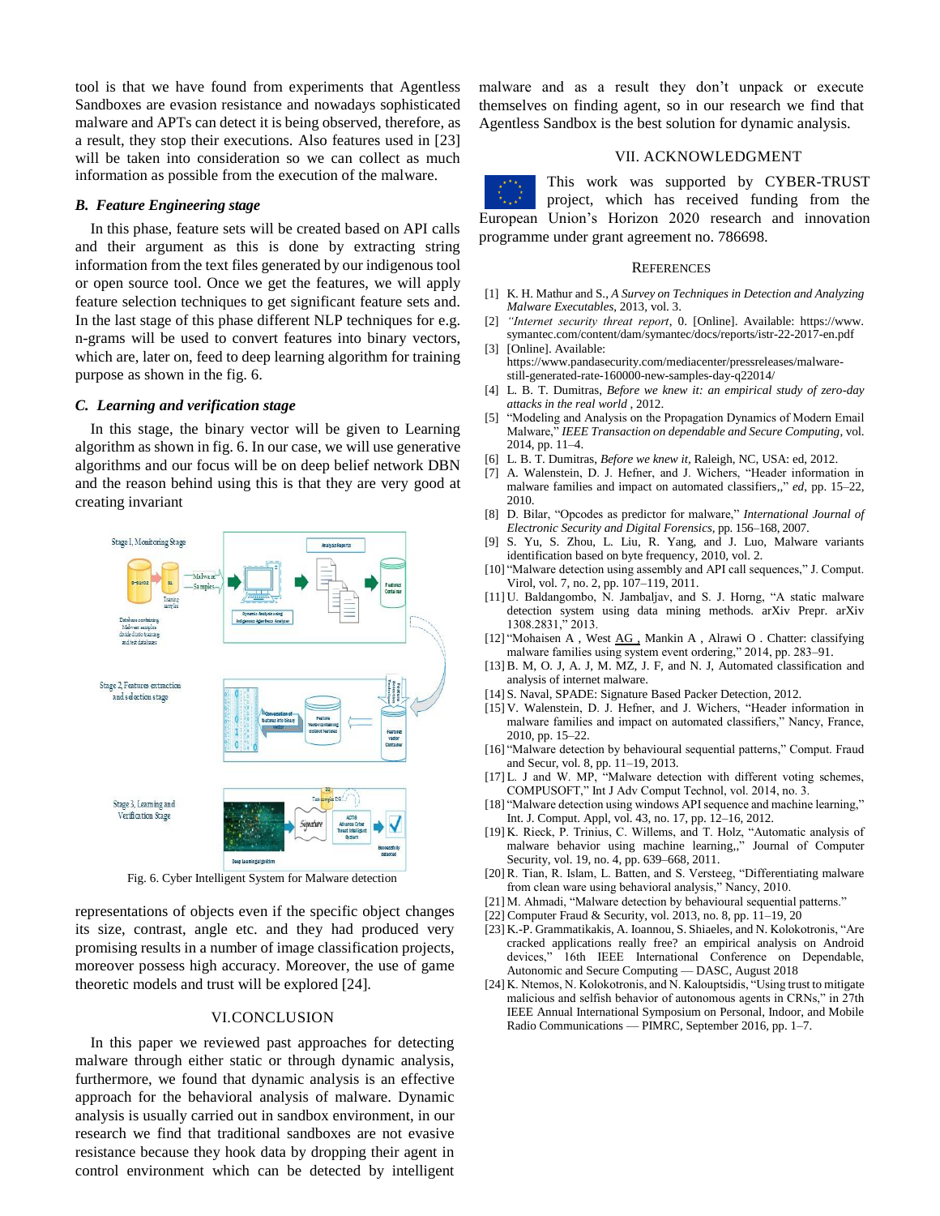tool is that we have found from experiments that Agentless Sandboxes are evasion resistance and nowadays sophisticated malware and APTs can detect it is being observed, therefore, as a result, they stop their executions. Also features used in [23] will be taken into consideration so we can collect as much information as possible from the execution of the malware.

### *B. Feature Engineering stage*

In this phase, feature sets will be created based on API calls and their argument as this is done by extracting string information from the text files generated by our indigenous tool or open source tool. Once we get the features, we will apply feature selection techniques to get significant feature sets and. In the last stage of this phase different NLP techniques for e.g. n-grams will be used to convert features into binary vectors, which are, later on, feed to deep learning algorithm for training purpose as shown in the fig. 6.

### *C. Learning and verification stage*

In this stage, the binary vector will be given to Learning algorithm as shown in fig. 6. In our case, we will use generative algorithms and our focus will be on deep belief network DBN and the reason behind using this is that they are very good at creating invariant

Stage 1, Monitoring Stage

Stage 2, Features extraction and selection stage

Stage 3, Learning and Verification Stage

Fig. 6. Cyber Intelligent System for Malware detection

representations of objects even if the specific object changes its size, contrast, angle etc. and they had produced very promising results in a number of image classification projects, moreover possess high accuracy. Moreover, the use of game theoretic models and trust will be explored [24].

## VI.CONCLUSION

In this paper we reviewed past approaches for detecting malware through either static or through dynamic analysis, furthermore, we found that dynamic analysis is an effective approach for the behavioral analysis of malware. Dynamic analysis is usually carried out in sandbox environment, in our research we find that traditional sandboxes are not evasive resistance because they hook data by dropping their agent in control environment which can be detected by intelligent malware and as a result they don't unpack or execute themselves on finding agent, so in our research we find that Agentless Sandbox is the best solution for dynamic analysis.

## VII. ACKNOWLEDGMENT

This work was supported by CYBER-TRUST project, which has received funding from the European Union's Horizon 2020 research and innovation programme under grant agreement no. 786698.

## REFERENCES

[1] K. H. Mathur and S., *A Survey on Techniques in Detection and Analyzing Malware Executables*, 2013, vol. 3.

[2] *"Internet security threat report*, 0. [Online]. Available: https://www.symantec.com/content/dam/symantec/docs/reports/istr-22-2017-en.pdf

[3] [Online]. Available: https://www.pandasecurity.com/mediacenter/pressreleases/malware-still-generated-rate-160000-new-samples-day-q22014/

[4] L. B. T. Dumitras, *Before we knew it: an empirical study of zero-day attacks in the real world* , 2012.

[5] "Modeling and Analysis on the Propagation Dynamics of Modern Email Malware," *IEEE Transaction on dependable and Secure Computing*, vol. 2014, pp. 11–4.

[6] L. B. T. Dumitras, *Before we knew it*, Raleigh, NC, USA: ed, 2012.

[7] A. Walenstein, D. J. Hefner, and J. Wichers, "Header information in malware families and impact on automated classifiers,," *ed*, pp. 15–22, 2010.

[8] D. Bilar, "Opcodes as predictor for malware," *International Journal of Electronic Security and Digital Forensics*, pp. 156–168, 2007.

[9] S. Yu, S. Zhou, L. Liu, R. Yang, and J. Luo, Malware variants identification based on byte frequency, 2010, vol. 2.

[10] "Malware detection using assembly and API call sequences," J. Comput. Virol, vol. 7, no. 2, pp. 107–119, 2011.

[11] U. Baldangombo, N. Jambaljav, and S. J. Horng, "A static malware detection system using data mining methods. arXiv Prepr. arXiv 1308.2831," 2013.

[12] "Mohaisen A , West AG , Mankin A , Alrawi O . Chatter: classifying malware families using system event ordering," 2014, pp. 283–91.

[13] B. M, O. J, A. J, M. MZ, J. F, and N. J, Automated classification and analysis of internet malware.

[14] S. Naval, SPADE: Signature Based Packer Detection, 2012.

[15] V. Walenstein, D. J. Hefner, and J. Wichers, "Header information in malware families and impact on automated classifiers," Nancy, France, 2010, pp. 15–22.

[16] "Malware detection by behavioural sequential patterns," Comput. Fraud and Secur, vol. 8, pp. 11–19, 2013.

[17] L. J and W. MP, "Malware detection with different voting schemes, COMPUSOFT," Int J Adv Comput Technol, vol. 2014, no. 3.

[18] "Malware detection using windows API sequence and machine learning," Int. J. Comput. Appl, vol. 43, no. 17, pp. 12–16, 2012.

[19] K. Rieck, P. Trinius, C. Willems, and T. Holz, "Automatic analysis of malware behavior using machine learning,," Journal of Computer Security, vol. 19, no. 4, pp. 639–668, 2011.

[20] R. Tian, R. Islam, L. Batten, and S. Versteeg, "Differentiating malware from clean ware using behavioural analysis," Nancy, 2010.

[21] M. Ahmadi, "Malware detection by behavioural sequential patterns."

[22] Computer Fraud & Security, vol. 2013, no. 8, pp. 11–19, 20

[23] K.-P. Grammatikakis, A. Ioannou, S. Shiaeles, and N. Kolokotronis, "Are cracked applications really free? an empirical analysis on Android devices," 16th IEEE International Conference on Dependable, Autonomic and Secure Computing — DASC, August 2018

[24] K. Ntemos, N. Kolokotronis, and N. Kalouptsidis, "Using trust to mitigate malicious and selfish behavior of autonomous agents in CRNs," in 27th IEEE Annual International Symposium on Personal, Indoor, and Mobile Radio Communications — PIMRC, September 2016, pp. 1–7.